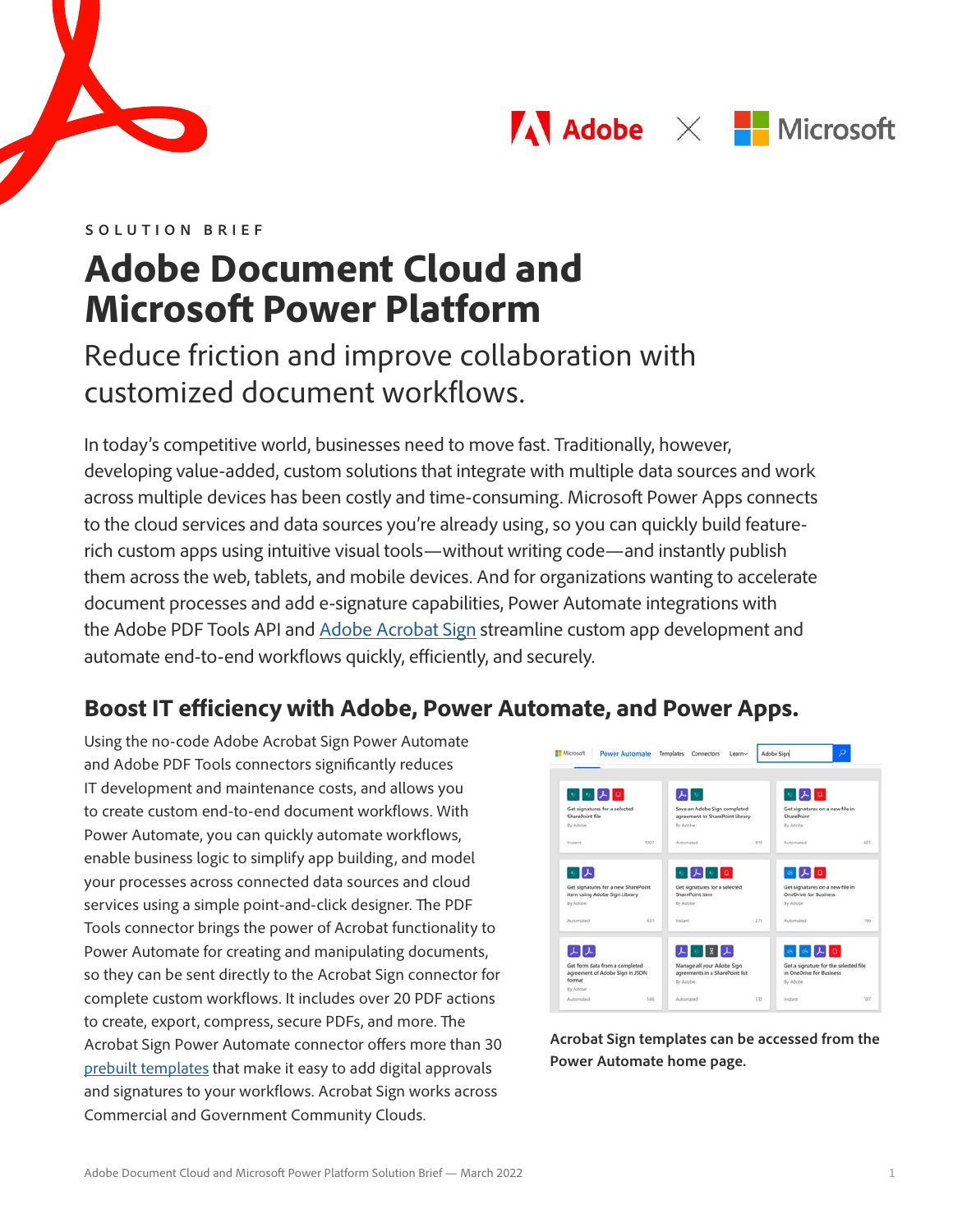SOLUTION BRIEF

# Adobe Document Cloud and Microsoft Power Platform

## Reduce friction and improve collaboration with customized document workflows.

In today's competitive world, businesses need to move fast. Traditionally, however, developing value-added, custom solutions that integrate with multiple data sources and work across multiple devices has been costly and time-consuming. Microsoft Power Apps connects to the cloud services and data sources you're already using, so you can quickly build feature-rich custom apps using intuitive visual tools—without writing code—and instantly publish them across the web, tablets, and mobile devices. And for organizations wanting to accelerate document processes and add e-signature capabilities, Power Automate integrations with the Adobe PDF Tools API and Adobe Acrobat Sign streamline custom app development and automate end-to-end workflows quickly, efficiently, and securely.

## Boost IT efficiency with Adobe, Power Automate, and Power Apps.

Using the no-code Adobe Acrobat Sign Power Automate and Adobe PDF Tools connectors significantly reduces IT development and maintenance costs, and allows you to create custom end-to-end document workflows. With Power Automate, you can quickly automate workflows, enable business logic to simplify app building, and model your processes across connected data sources and cloud services using a simple point-and-click designer. The PDF Tools connector brings the power of Acrobat functionality to Power Automate for creating and manipulating documents, so they can be sent directly to the Acrobat Sign connector for complete custom workflows. It includes over 20 PDF actions to create, export, compress, secure PDFs, and more. The Acrobat Sign Power Automate connector offers more than 30 prebuilt templates that make it easy to add digital approvals and signatures to your workflows. Acrobat Sign works across Commercial and Government Community Clouds.

**Acrobat Sign templates can be accessed from the Power Automate home page.**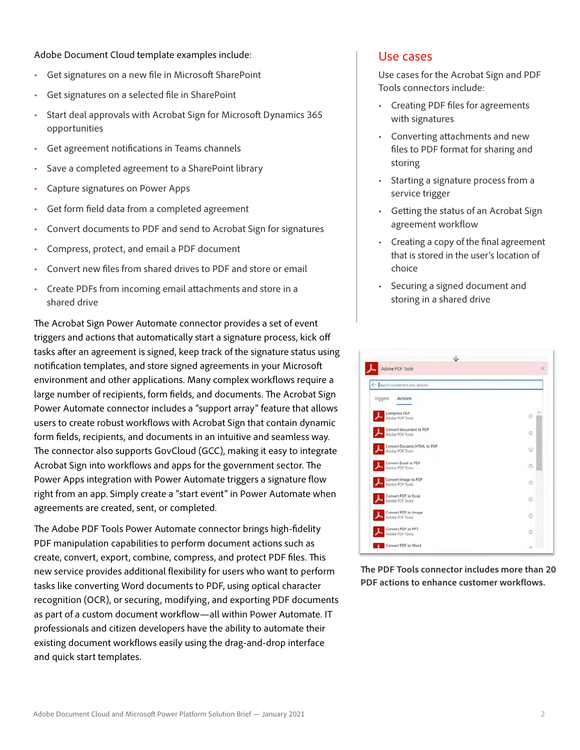Adobe Document Cloud template examples include:

- Get signatures on a new file in Microsoft SharePoint
- Get signatures on a selected file in SharePoint
- Start deal approvals with Acrobat Sign for Microsoft Dynamics 365 opportunities
- Get agreement notifications in Teams channels
- Save a completed agreement to a SharePoint library
- Capture signatures on Power Apps
- Get form field data from a completed agreement
- Convert documents to PDF and send to Acrobat Sign for signatures
- Compress, protect, and email a PDF document
- Convert new files from shared drives to PDF and store or email
- Create PDFs from incoming email attachments and store in a shared drive

The Acrobat Sign Power Automate connector provides a set of event triggers and actions that automatically start a signature process, kick off tasks after an agreement is signed, keep track of the signature status using notification templates, and store signed agreements in your Microsoft environment and other applications. Many complex workflows require a large number of recipients, form fields, and documents. The Acrobat Sign Power Automate connector includes a "support array" feature that allows users to create robust workflows with Acrobat Sign that contain dynamic form fields, recipients, and documents in an intuitive and seamless way. The connector also supports GovCloud (GCC), making it easy to integrate Acrobat Sign into workflows and apps for the government sector. The Power Apps integration with Power Automate triggers a signature flow right from an app. Simply create a "start event" in Power Automate when agreements are created, sent, or completed.

The Adobe PDF Tools Power Automate connector brings high-fidelity PDF manipulation capabilities to perform document actions such as create, convert, export, combine, compress, and protect PDF files. This new service provides additional flexibility for users who want to perform tasks like converting Word documents to PDF, using optical character recognition (OCR), or securing, modifying, and exporting PDF documents as part of a custom document workflow—all within Power Automate. IT professionals and citizen developers have the ability to automate their existing document workflows easily using the drag-and-drop interface and quick start templates.

## Use cases

Use cases for the Acrobat Sign and PDF Tools connectors include:

- Creating PDF files for agreements with signatures
- Converting attachments and new files to PDF format for sharing and storing
- Starting a signature process from a service trigger
- Getting the status of an Acrobat Sign agreement workflow
- Creating a copy of the final agreement that is stored in the user's location of choice
- Securing a signed document and storing in a shared drive

**The PDF Tools connector includes more than 20 PDF actions to enhance customer workflows.**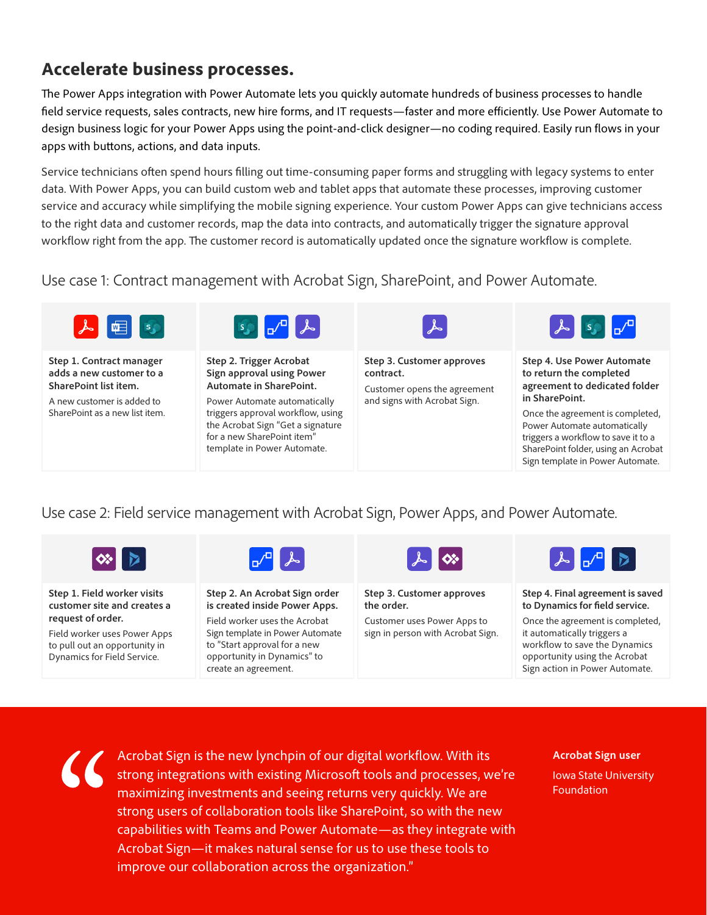## Accelerate business processes.

The Power Apps integration with Power Automate lets you quickly automate hundreds of business processes to handle field service requests, sales contracts, new hire forms, and IT requests—faster and more efficiently. Use Power Automate to design business logic for your Power Apps using the point-and-click designer—no coding required. Easily run flows in your apps with buttons, actions, and data inputs.

Service technicians often spend hours filling out time-consuming paper forms and struggling with legacy systems to enter data. With Power Apps, you can build custom web and tablet apps that automate these processes, improving customer service and accuracy while simplifying the mobile signing experience. Your custom Power Apps can give technicians access to the right data and customer records, map the data into contracts, and automatically trigger the signature approval workflow right from the app. The customer record is automatically updated once the signature workflow is complete.

### Use case 1: Contract management with Acrobat Sign, SharePoint, and Power Automate.

**Step 1. Contract manager adds a new customer to a SharePoint list item.**

A new customer is added to SharePoint as a new list item.

**Step 2. Trigger Acrobat Sign approval using Power Automate in SharePoint.**

Power Automate automatically triggers approval workflow, using the Acrobat Sign "Get a signature for a new SharePoint item" template in Power Automate.

**Step 3. Customer approves contract.**

Customer opens the agreement and signs with Acrobat Sign.

**Step 4. Use Power Automate to return the completed agreement to dedicated folder in SharePoint.**

Once the agreement is completed, Power Automate automatically triggers a workflow to save it to a SharePoint folder, using an Acrobat Sign template in Power Automate.

### Use case 2: Field service management with Acrobat Sign, Power Apps, and Power Automate.

**Step 1. Field worker visits customer site and creates a request of order.**

Field worker uses Power Apps to pull out an opportunity in Dynamics for Field Service.

**Step 2. An Acrobat Sign order is created inside Power Apps.**

Field worker uses the Acrobat Sign template in Power Automate to "Start approval for a new opportunity in Dynamics" to create an agreement.

**Step 3. Customer approves the order.**

Customer uses Power Apps to sign in person with Acrobat Sign.

**Step 4. Final agreement is saved to Dynamics for field service.**

Once the agreement is completed, it automatically triggers a workflow to save the Dynamics opportunity using the Acrobat Sign action in Power Automate.

> "Acrobat Sign is the new lynchpin of our digital workflow. With its strong integrations with existing Microsoft tools and processes, we're maximizing investments and seeing returns very quickly. We are strong users of collaboration tools like SharePoint, so with the new capabilities with Teams and Power Automate—as they integrate with Acrobat Sign—it makes natural sense for us to use these tools to improve our collaboration across the organization."

**Acrobat Sign user**

Iowa State University Foundation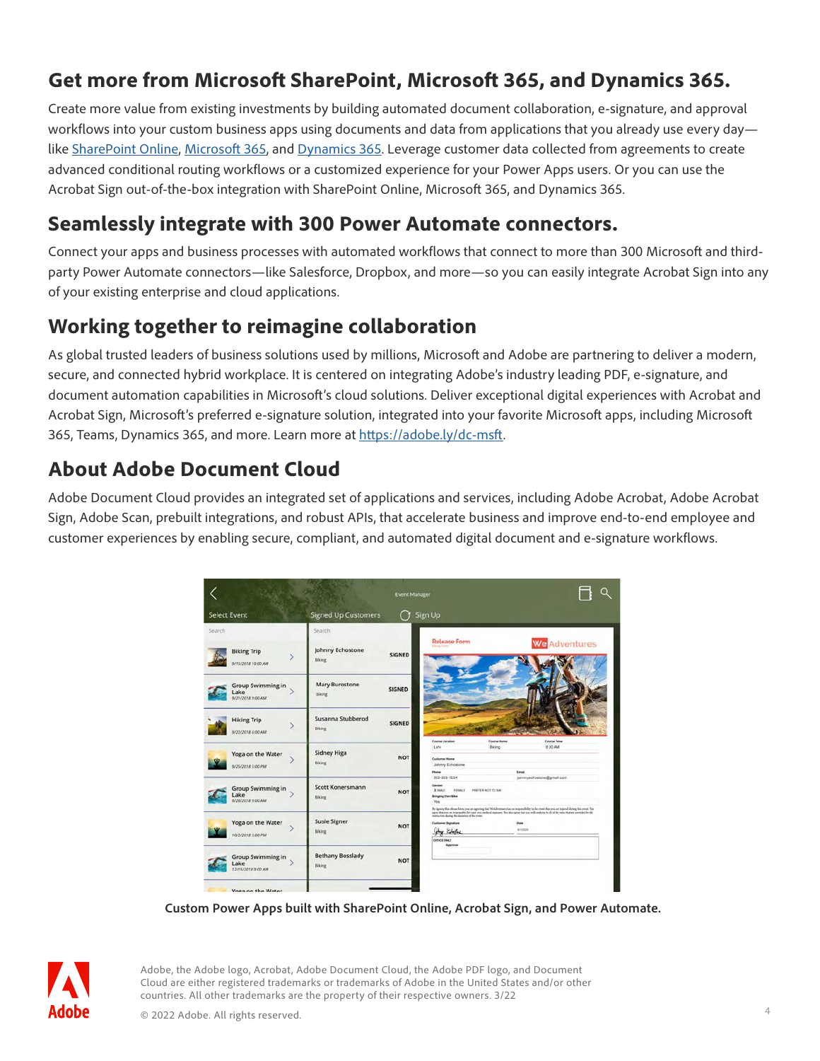## Get more from Microsoft SharePoint, Microsoft 365, and Dynamics 365.

Create more value from existing investments by building automated document collaboration, e-signature, and approval workflows into your custom business apps using documents and data from applications that you already use every day—like SharePoint Online, Microsoft 365, and Dynamics 365. Leverage customer data collected from agreements to create advanced conditional routing workflows or a customized experience for your Power Apps users. Or you can use the Acrobat Sign out-of-the-box integration with SharePoint Online, Microsoft 365, and Dynamics 365.

## Seamlessly integrate with 300 Power Automate connectors.

Connect your apps and business processes with automated workflows that connect to more than 300 Microsoft and third-party Power Automate connectors—like Salesforce, Dropbox, and more—so you can easily integrate Acrobat Sign into any of your existing enterprise and cloud applications.

## Working together to reimagine collaboration

As global trusted leaders of business solutions used by millions, Microsoft and Adobe are partnering to deliver a modern, secure, and connected hybrid workplace. It is centered on integrating Adobe's industry leading PDF, e-signature, and document automation capabilities in Microsoft's cloud solutions. Deliver exceptional digital experiences with Acrobat and Acrobat Sign, Microsoft's preferred e-signature solution, integrated into your favorite Microsoft apps, including Microsoft 365, Teams, Dynamics 365, and more. Learn more at https://adobe.ly/dc-msft.

## About Adobe Document Cloud

Adobe Document Cloud provides an integrated set of applications and services, including Adobe Acrobat, Adobe Acrobat Sign, Adobe Scan, prebuilt integrations, and robust APIs, that accelerate business and improve end-to-end employee and customer experiences by enabling secure, compliant, and automated digital document and e-signature workflows.

**Custom Power Apps built with SharePoint Online, Acrobat Sign, and Power Automate.**

Adobe, the Adobe logo, Acrobat, Adobe Document Cloud, the Adobe PDF logo, and Document Cloud are either registered trademarks or trademarks of Adobe in the United States and/or other countries. All other trademarks are the property of their respective owners. 3/22

© 2022 Adobe. All rights reserved.